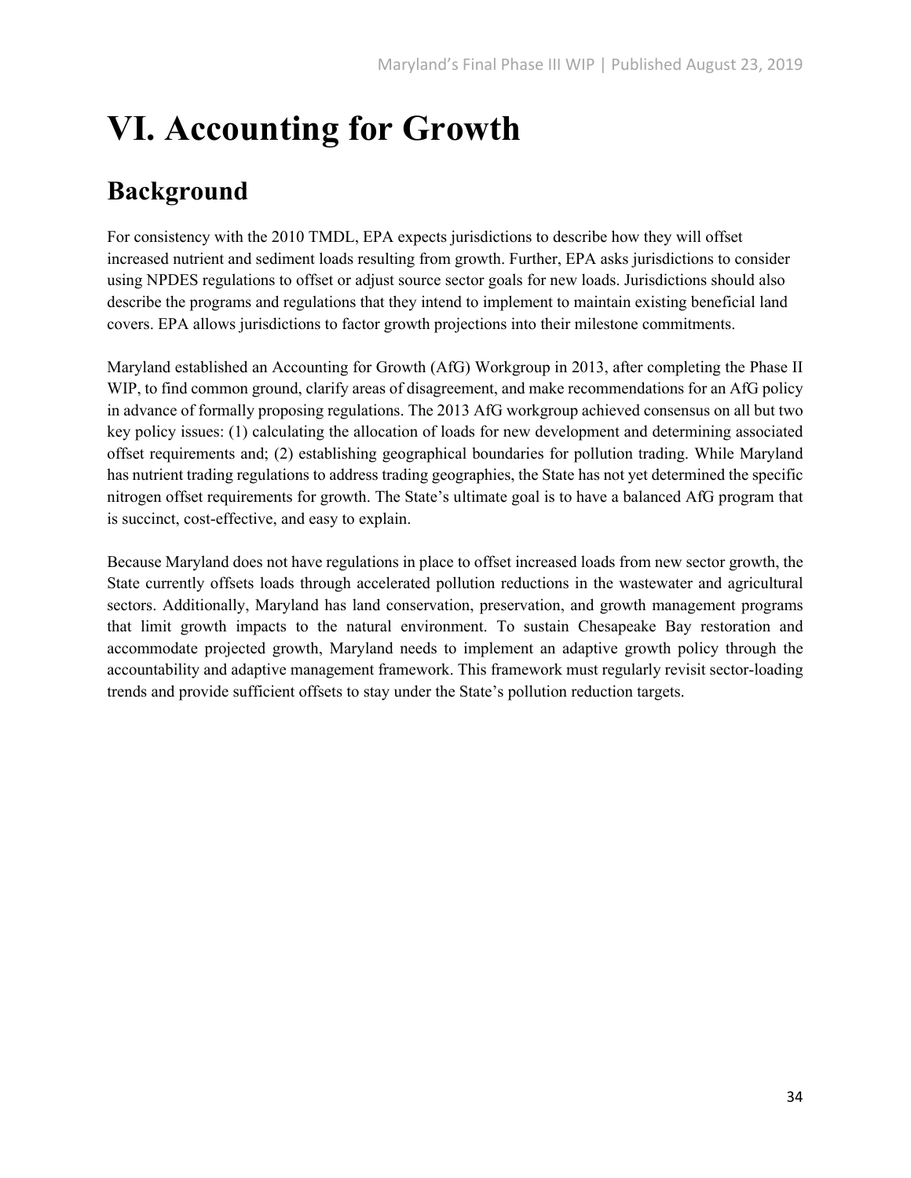# VI. Accounting for Growth

## Background

For consistency with the 2010 TMDL, EPA expects jurisdictions to describe how they will offset increased nutrient and sediment loads resulting from growth. Further, EPA asks jurisdictions to consider using NPDES regulations to offset or adjust source sector goals for new loads. Jurisdictions should also describe the programs and regulations that they intend to implement to maintain existing beneficial land covers. EPA allows jurisdictions to factor growth projections into their milestone commitments.

Maryland established an Accounting for Growth (AfG) Workgroup in 2013, after completing the Phase II WIP, to find common ground, clarify areas of disagreement, and make recommendations for an AfG policy in advance of formally proposing regulations. The 2013 AfG workgroup achieved consensus on all but two key policy issues: (1) calculating the allocation of loads for new development and determining associated offset requirements and; (2) establishing geographical boundaries for pollution trading. While Maryland has nutrient trading regulations to address trading geographies, the State has not yet determined the specific nitrogen offset requirements for growth. The State's ultimate goal is to have a balanced AfG program that is succinct, cost-effective, and easy to explain.

Because Maryland does not have regulations in place to offset increased loads from new sector growth, the State currently offsets loads through accelerated pollution reductions in the wastewater and agricultural sectors. Additionally, Maryland has land conservation, preservation, and growth management programs that limit growth impacts to the natural environment. To sustain Chesapeake Bay restoration and accommodate projected growth, Maryland needs to implement an adaptive growth policy through the accountability and adaptive management framework. This framework must regularly revisit sector-loading trends and provide sufficient offsets to stay under the State's pollution reduction targets.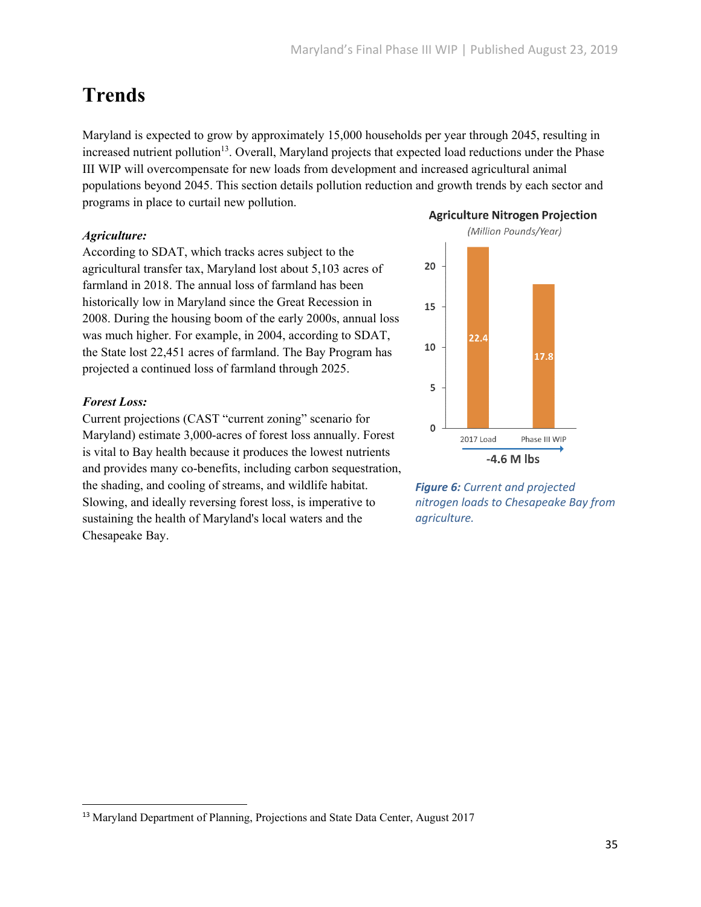# Trends

Maryland is expected to grow by approximately 15,000 households per year through 2045, resulting in increased nutrient pollution[13]. Overall, Maryland projects that expected load reductions under the Phase III WIP will overcompensate for new loads from development and increased agricultural animal populations beyond 2045. This section details pollution reduction and growth trends by each sector and programs in place to curtail new pollution.

***Agriculture:***

According to SDAT, which tracks acres subject to the agricultural transfer tax, Maryland lost about 5,103 acres of farmland in 2018. The annual loss of farmland has been historically low in Maryland since the Great Recession in 2008. During the housing boom of the early 2000s, annual loss was much higher. For example, in 2004, according to SDAT, the State lost 22,451 acres of farmland. The Bay Program has projected a continued loss of farmland through 2025.

**Agriculture Nitrogen Projection**

*(Million Pounds/Year)*

| | 2017 Load | Phase III WIP |
|---|---|---|
| Nitrogen load | 22.4 | 17.8 |

-4.6 M lbs

***Figure 6:*** *Current and projected nitrogen loads to Chesapeake Bay from agriculture.*

***Forest Loss:***

Current projections (CAST "current zoning" scenario for Maryland) estimate 3,000-acres of forest loss annually. Forest is vital to Bay health because it produces the lowest nutrients and provides many co-benefits, including carbon sequestration, the shading, and cooling of streams, and wildlife habitat. Slowing, and ideally reversing forest loss, is imperative to sustaining the health of Maryland's local waters and the Chesapeake Bay.

---

[13] Maryland Department of Planning, Projections and State Data Center, August 2017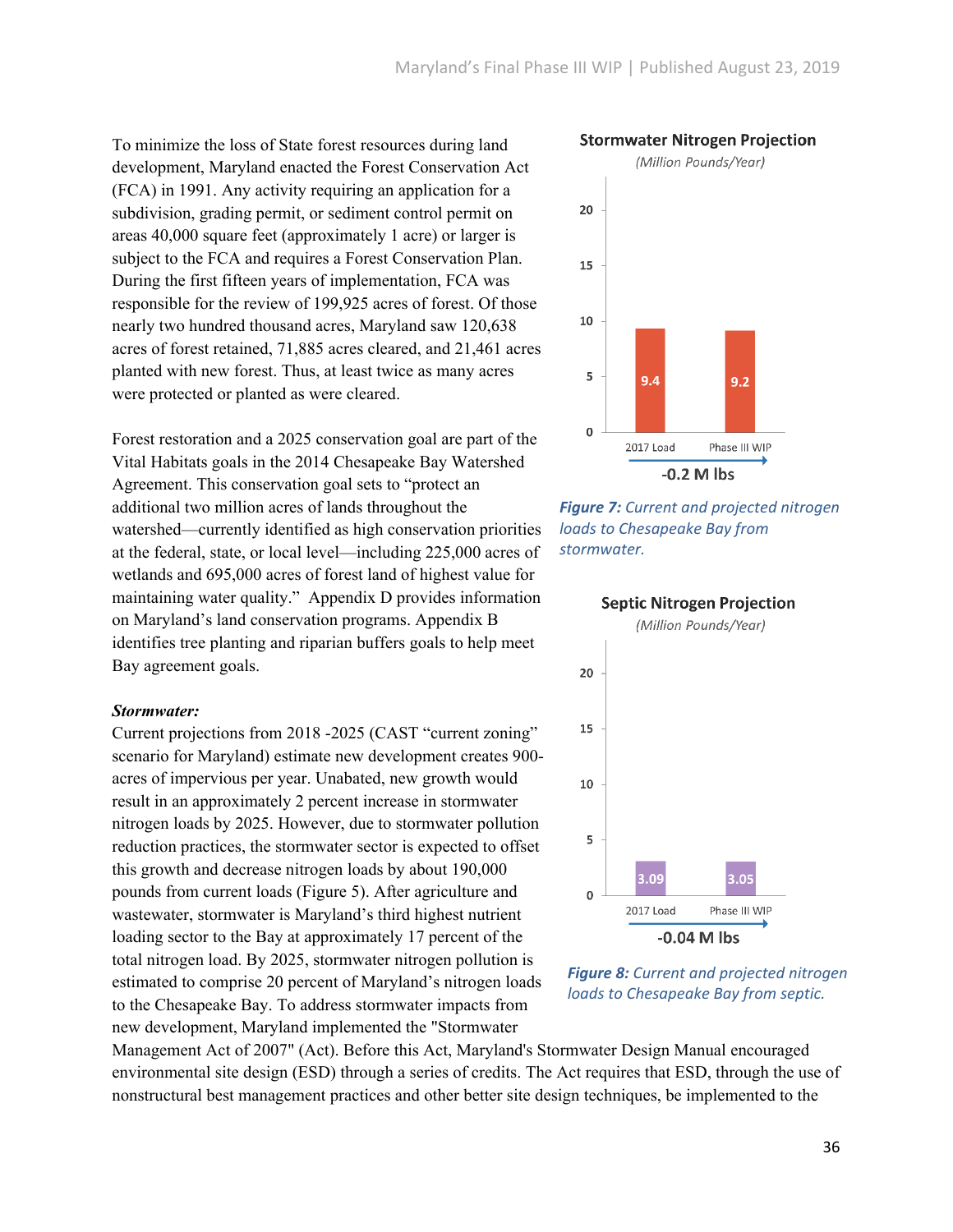To minimize the loss of State forest resources during land development, Maryland enacted the Forest Conservation Act (FCA) in 1991. Any activity requiring an application for a subdivision, grading permit, or sediment control permit on areas 40,000 square feet (approximately 1 acre) or larger is subject to the FCA and requires a Forest Conservation Plan. During the first fifteen years of implementation, FCA was responsible for the review of 199,925 acres of forest. Of those nearly two hundred thousand acres, Maryland saw 120,638 acres of forest retained, 71,885 acres cleared, and 21,461 acres planted with new forest. Thus, at least twice as many acres were protected or planted as were cleared.

Forest restoration and a 2025 conservation goal are part of the Vital Habitats goals in the 2014 Chesapeake Bay Watershed Agreement. This conservation goal sets to "protect an additional two million acres of lands throughout the watershed—currently identified as high conservation priorities at the federal, state, or local level—including 225,000 acres of wetlands and 695,000 acres of forest land of highest value for maintaining water quality." Appendix D provides information on Maryland's land conservation programs. Appendix B identifies tree planting and riparian buffers goals to help meet Bay agreement goals.

**Stormwater Nitrogen Projection**
*(Million Pounds/Year)*

| | 2017 Load | Phase III WIP |
|---|---|---|
| Stormwater Nitrogen | 9.4 | 9.2 |

-0.2 M lbs

***Figure 7:*** *Current and projected nitrogen loads to Chesapeake Bay from stormwater.*

**Septic Nitrogen Projection**
*(Million Pounds/Year)*

| | 2017 Load | Phase III WIP |
|---|---|---|
| Septic Nitrogen | 3.09 | 3.05 |

-0.04 M lbs

***Figure 8:*** *Current and projected nitrogen loads to Chesapeake Bay from septic.*

***Stormwater:***

Current projections from 2018 -2025 (CAST "current zoning" scenario for Maryland) estimate new development creates 900-acres of impervious per year. Unabated, new growth would result in an approximately 2 percent increase in stormwater nitrogen loads by 2025. However, due to stormwater pollution reduction practices, the stormwater sector is expected to offset this growth and decrease nitrogen loads by about 190,000 pounds from current loads (Figure 5). After agriculture and wastewater, stormwater is Maryland's third highest nutrient loading sector to the Bay at approximately 17 percent of the total nitrogen load. By 2025, stormwater nitrogen pollution is estimated to comprise 20 percent of Maryland's nitrogen loads to the Chesapeake Bay. To address stormwater impacts from new development, Maryland implemented the "Stormwater Management Act of 2007" (Act). Before this Act, Maryland's Stormwater Design Manual encouraged environmental site design (ESD) through a series of credits. The Act requires that ESD, through the use of nonstructural best management practices and other better site design techniques, be implemented to the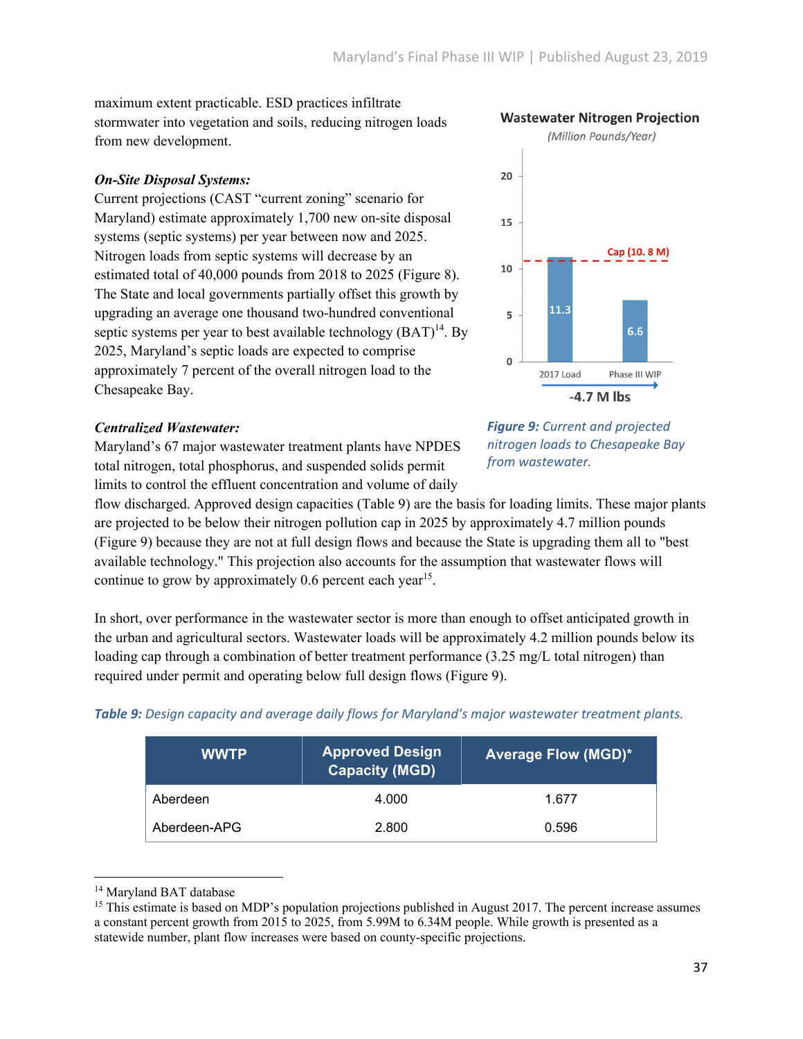maximum extent practicable. ESD practices infiltrate stormwater into vegetation and soils, reducing nitrogen loads from new development.

***On-Site Disposal Systems:***

Current projections (CAST "current zoning" scenario for Maryland) estimate approximately 1,700 new on-site disposal systems (septic systems) per year between now and 2025. Nitrogen loads from septic systems will decrease by an estimated total of 40,000 pounds from 2018 to 2025 (Figure 8). The State and local governments partially offset this growth by upgrading an average one thousand two-hundred conventional septic systems per year to best available technology (BAT)[14]. By 2025, Maryland's septic loads are expected to comprise approximately 7 percent of the overall nitrogen load to the Chesapeake Bay.

***Centralized Wastewater:***

Maryland's 67 major wastewater treatment plants have NPDES total nitrogen, total phosphorus, and suspended solids permit limits to control the effluent concentration and volume of daily flow discharged. Approved design capacities (Table 9) are the basis for loading limits. These major plants are projected to be below their nitrogen pollution cap in 2025 by approximately 4.7 million pounds (Figure 9) because they are not at full design flows and because the State is upgrading them all to "best available technology." This projection also accounts for the assumption that wastewater flows will continue to grow by approximately 0.6 percent each year[15].

**Wastewater Nitrogen Projection**
*(Million Pounds/Year)*

| | 2017 Load | Phase III WIP |
|---|---|---|
| Nitrogen load | 11.3 | 6.6 |

Cap (10. 8 M); -4.7 M lbs

***Figure 9:*** *Current and projected nitrogen loads to Chesapeake Bay from wastewater.*

In short, over performance in the wastewater sector is more than enough to offset anticipated growth in the urban and agricultural sectors. Wastewater loads will be approximately 4.2 million pounds below its loading cap through a combination of better treatment performance (3.25 mg/L total nitrogen) than required under permit and operating below full design flows (Figure 9).

***Table 9:*** *Design capacity and average daily flows for Maryland's major wastewater treatment plants.*

| WWTP | Approved Design Capacity (MGD) | Average Flow (MGD)* |
|---|---|---|
| Aberdeen | 4.000 | 1.677 |
| Aberdeen-APG | 2.800 | 0.596 |

[14] Maryland BAT database

[15] This estimate is based on MDP's population projections published in August 2017. The percent increase assumes a constant percent growth from 2015 to 2025, from 5.99M to 6.34M people. While growth is presented as a statewide number, plant flow increases were based on county-specific projections.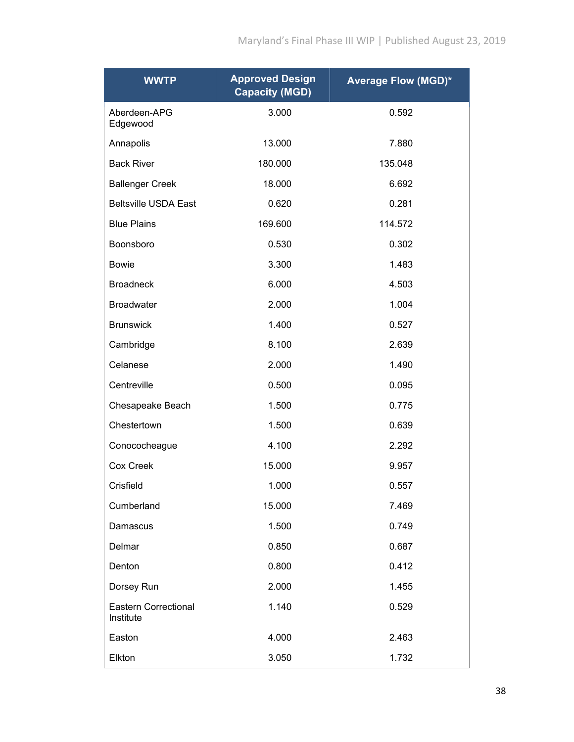| WWTP | Approved Design Capacity (MGD) | Average Flow (MGD)* |
|---|---|---|
| Aberdeen-APG Edgewood | 3.000 | 0.592 |
| Annapolis | 13.000 | 7.880 |
| Back River | 180.000 | 135.048 |
| Ballenger Creek | 18.000 | 6.692 |
| Beltsville USDA East | 0.620 | 0.281 |
| Blue Plains | 169.600 | 114.572 |
| Boonsboro | 0.530 | 0.302 |
| Bowie | 3.300 | 1.483 |
| Broadneck | 6.000 | 4.503 |
| Broadwater | 2.000 | 1.004 |
| Brunswick | 1.400 | 0.527 |
| Cambridge | 8.100 | 2.639 |
| Celanese | 2.000 | 1.490 |
| Centreville | 0.500 | 0.095 |
| Chesapeake Beach | 1.500 | 0.775 |
| Chestertown | 1.500 | 0.639 |
| Conococheague | 4.100 | 2.292 |
| Cox Creek | 15.000 | 9.957 |
| Crisfield | 1.000 | 0.557 |
| Cumberland | 15.000 | 7.469 |
| Damascus | 1.500 | 0.749 |
| Delmar | 0.850 | 0.687 |
| Denton | 0.800 | 0.412 |
| Dorsey Run | 2.000 | 1.455 |
| Eastern Correctional Institute | 1.140 | 0.529 |
| Easton | 4.000 | 2.463 |
| Elkton | 3.050 | 1.732 |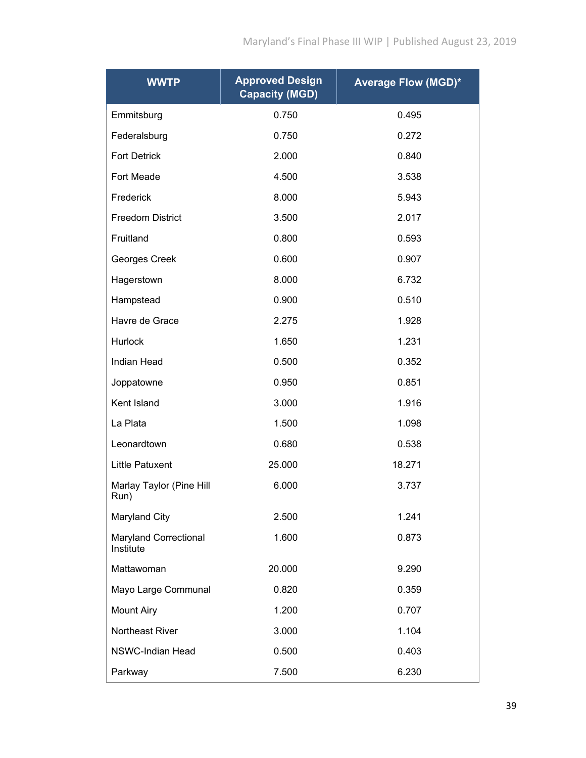| WWTP | Approved Design Capacity (MGD) | Average Flow (MGD)* |
|---|---|---|
| Emmitsburg | 0.750 | 0.495 |
| Federalsburg | 0.750 | 0.272 |
| Fort Detrick | 2.000 | 0.840 |
| Fort Meade | 4.500 | 3.538 |
| Frederick | 8.000 | 5.943 |
| Freedom District | 3.500 | 2.017 |
| Fruitland | 0.800 | 0.593 |
| Georges Creek | 0.600 | 0.907 |
| Hagerstown | 8.000 | 6.732 |
| Hampstead | 0.900 | 0.510 |
| Havre de Grace | 2.275 | 1.928 |
| Hurlock | 1.650 | 1.231 |
| Indian Head | 0.500 | 0.352 |
| Joppatowne | 0.950 | 0.851 |
| Kent Island | 3.000 | 1.916 |
| La Plata | 1.500 | 1.098 |
| Leonardtown | 0.680 | 0.538 |
| Little Patuxent | 25.000 | 18.271 |
| Marlay Taylor (Pine Hill Run) | 6.000 | 3.737 |
| Maryland City | 2.500 | 1.241 |
| Maryland Correctional Institute | 1.600 | 0.873 |
| Mattawoman | 20.000 | 9.290 |
| Mayo Large Communal | 0.820 | 0.359 |
| Mount Airy | 1.200 | 0.707 |
| Northeast River | 3.000 | 1.104 |
| NSWC-Indian Head | 0.500 | 0.403 |
| Parkway | 7.500 | 6.230 |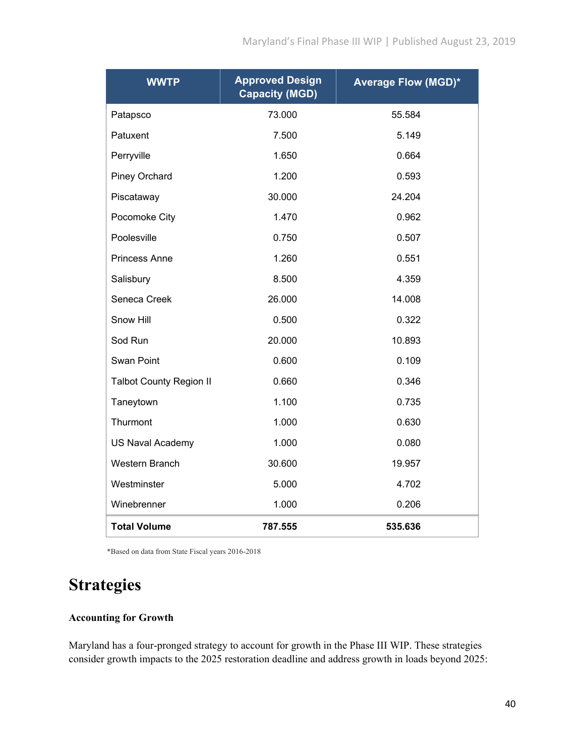| WWTP | Approved Design Capacity (MGD) | Average Flow (MGD)* |
|---|---|---|
| Patapsco | 73.000 | 55.584 |
| Patuxent | 7.500 | 5.149 |
| Perryville | 1.650 | 0.664 |
| Piney Orchard | 1.200 | 0.593 |
| Piscataway | 30.000 | 24.204 |
| Pocomoke City | 1.470 | 0.962 |
| Poolesville | 0.750 | 0.507 |
| Princess Anne | 1.260 | 0.551 |
| Salisbury | 8.500 | 4.359 |
| Seneca Creek | 26.000 | 14.008 |
| Snow Hill | 0.500 | 0.322 |
| Sod Run | 20.000 | 10.893 |
| Swan Point | 0.600 | 0.109 |
| Talbot County Region II | 0.660 | 0.346 |
| Taneytown | 1.100 | 0.735 |
| Thurmont | 1.000 | 0.630 |
| US Naval Academy | 1.000 | 0.080 |
| Western Branch | 30.600 | 19.957 |
| Westminster | 5.000 | 4.702 |
| Winebrenner | 1.000 | 0.206 |
| **Total Volume** | **787.555** | **535.636** |

*Based on data from State Fiscal years 2016-2018

# Strategies

### Accounting for Growth

Maryland has a four-pronged strategy to account for growth in the Phase III WIP. These strategies consider growth impacts to the 2025 restoration deadline and address growth in loads beyond 2025: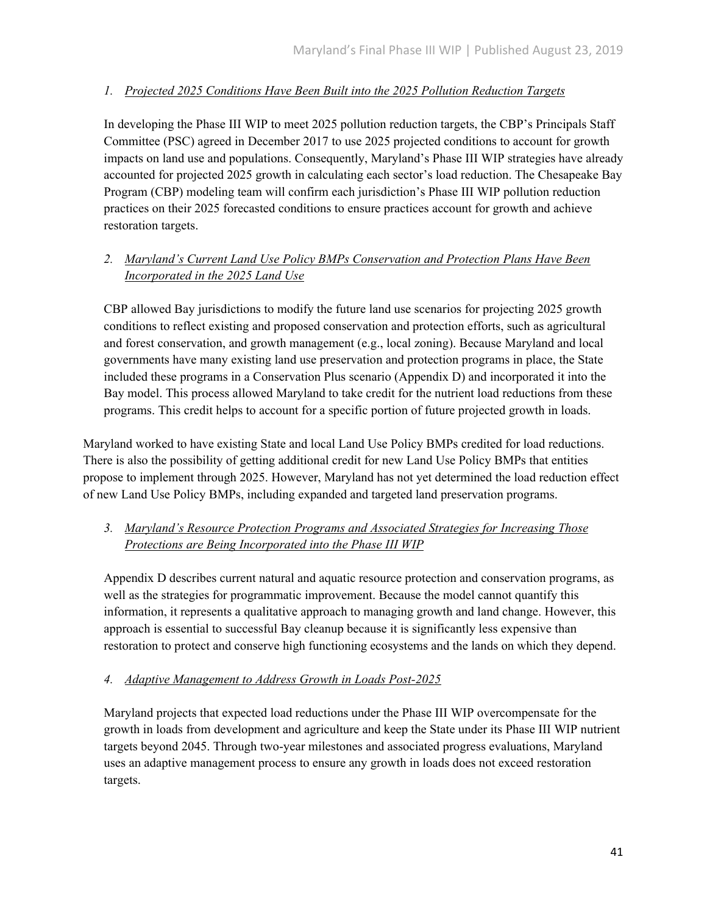1. *Projected 2025 Conditions Have Been Built into the 2025 Pollution Reduction Targets*

   In developing the Phase III WIP to meet 2025 pollution reduction targets, the CBP's Principals Staff Committee (PSC) agreed in December 2017 to use 2025 projected conditions to account for growth impacts on land use and populations. Consequently, Maryland's Phase III WIP strategies have already accounted for projected 2025 growth in calculating each sector's load reduction. The Chesapeake Bay Program (CBP) modeling team will confirm each jurisdiction's Phase III WIP pollution reduction practices on their 2025 forecasted conditions to ensure practices account for growth and achieve restoration targets.

2. *Maryland's Current Land Use Policy BMPs Conservation and Protection Plans Have Been Incorporated in the 2025 Land Use*

   CBP allowed Bay jurisdictions to modify the future land use scenarios for projecting 2025 growth conditions to reflect existing and proposed conservation and protection efforts, such as agricultural and forest conservation, and growth management (e.g., local zoning). Because Maryland and local governments have many existing land use preservation and protection programs in place, the State included these programs in a Conservation Plus scenario (Appendix D) and incorporated it into the Bay model. This process allowed Maryland to take credit for the nutrient load reductions from these programs. This credit helps to account for a specific portion of future projected growth in loads.

Maryland worked to have existing State and local Land Use Policy BMPs credited for load reductions. There is also the possibility of getting additional credit for new Land Use Policy BMPs that entities propose to implement through 2025. However, Maryland has not yet determined the load reduction effect of new Land Use Policy BMPs, including expanded and targeted land preservation programs.

3. *Maryland's Resource Protection Programs and Associated Strategies for Increasing Those Protections are Being Incorporated into the Phase III WIP*

   Appendix D describes current natural and aquatic resource protection and conservation programs, as well as the strategies for programmatic improvement. Because the model cannot quantify this information, it represents a qualitative approach to managing growth and land change. However, this approach is essential to successful Bay cleanup because it is significantly less expensive than restoration to protect and conserve high functioning ecosystems and the lands on which they depend.

4. *Adaptive Management to Address Growth in Loads Post-2025*

   Maryland projects that expected load reductions under the Phase III WIP overcompensate for the growth in loads from development and agriculture and keep the State under its Phase III WIP nutrient targets beyond 2045. Through two-year milestones and associated progress evaluations, Maryland uses an adaptive management process to ensure any growth in loads does not exceed restoration targets.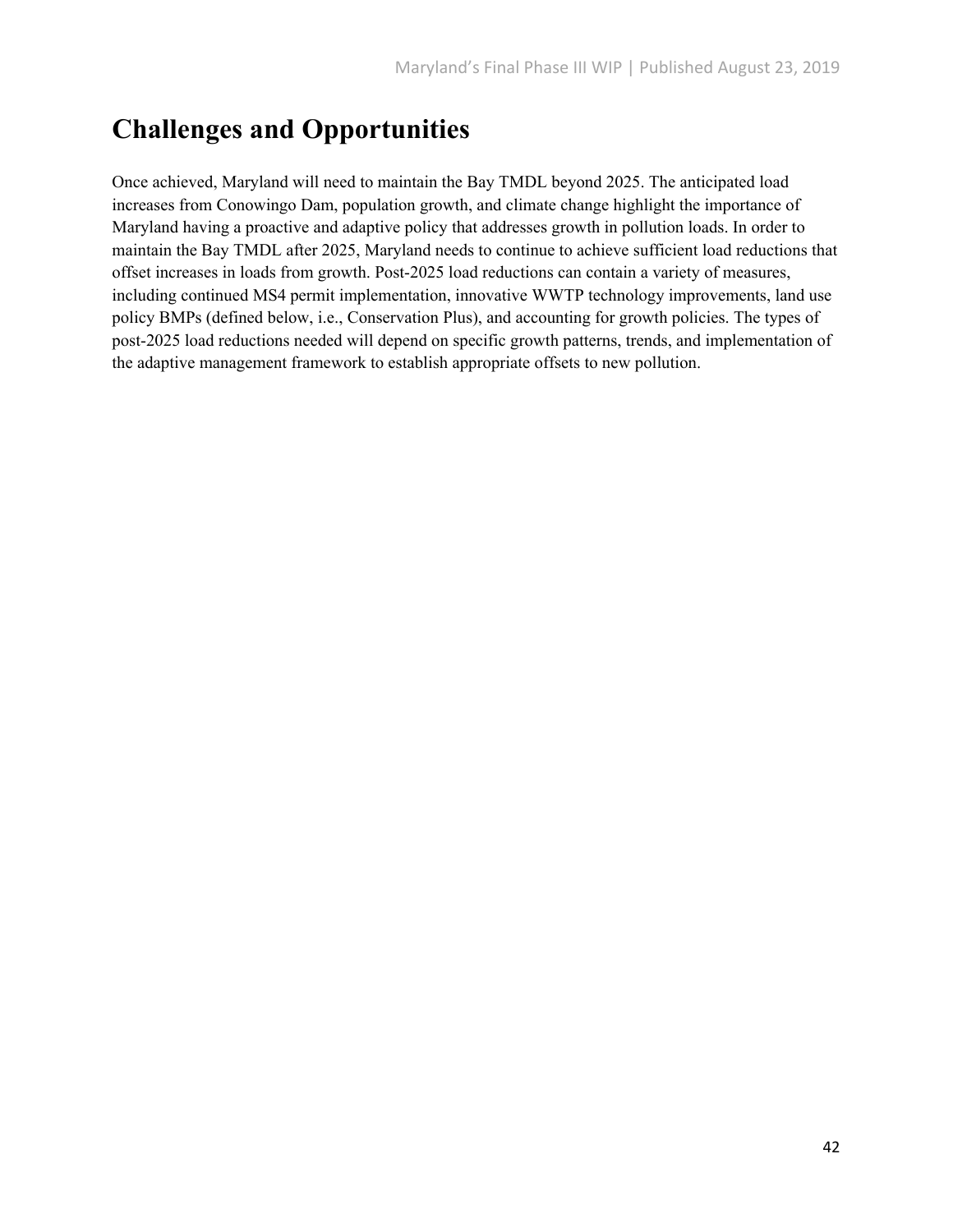## Challenges and Opportunities

Once achieved, Maryland will need to maintain the Bay TMDL beyond 2025. The anticipated load increases from Conowingo Dam, population growth, and climate change highlight the importance of Maryland having a proactive and adaptive policy that addresses growth in pollution loads. In order to maintain the Bay TMDL after 2025, Maryland needs to continue to achieve sufficient load reductions that offset increases in loads from growth. Post-2025 load reductions can contain a variety of measures, including continued MS4 permit implementation, innovative WWTP technology improvements, land use policy BMPs (defined below, i.e., Conservation Plus), and accounting for growth policies. The types of post-2025 load reductions needed will depend on specific growth patterns, trends, and implementation of the adaptive management framework to establish appropriate offsets to new pollution.